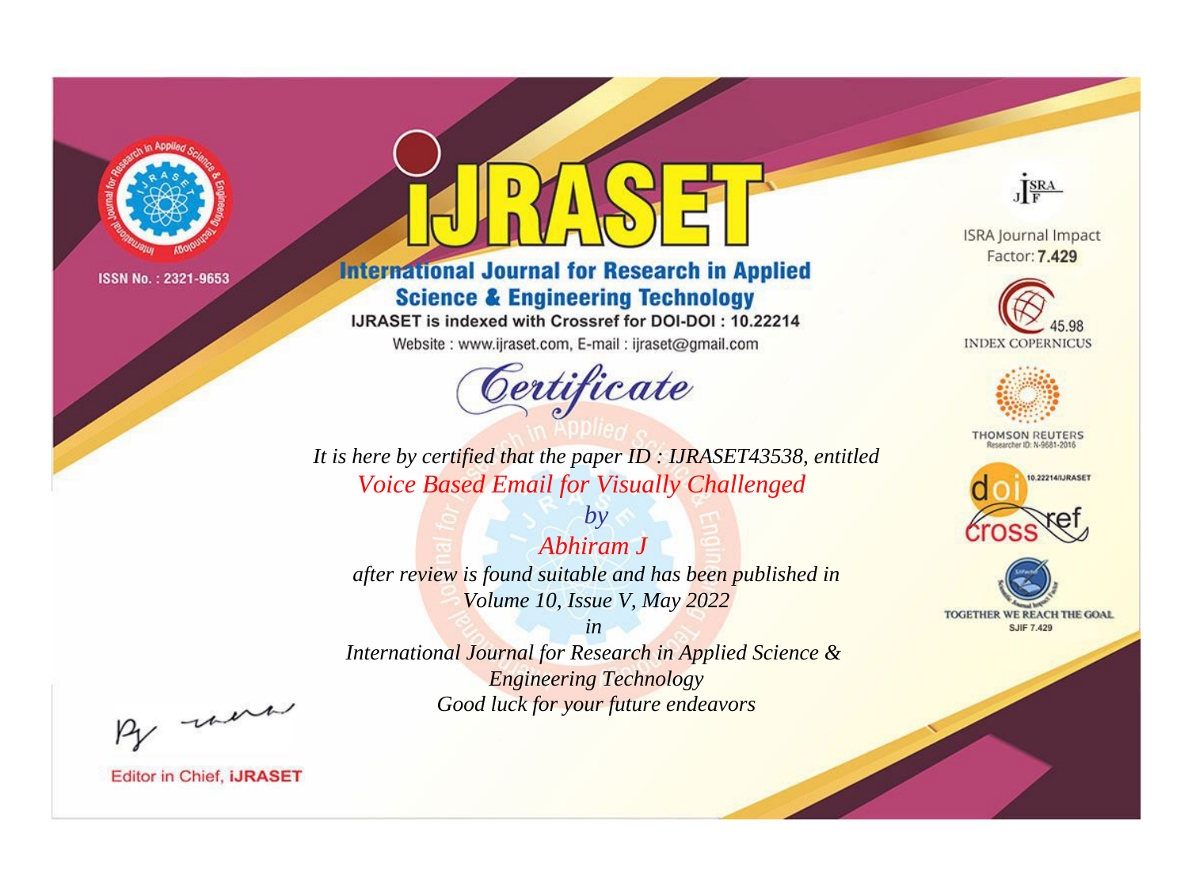ISSN No. : 2321-9653

# iJRASET

## International Journal for Research in Applied Science & Engineering Technology

IJRASET is indexed with Crossref for DOI-DOI : 10.22214

Website : www.ijraset.com, E-mail : ijraset@gmail.com

ISRA Journal Impact Factor: **7.429**

45.98 INDEX COPERNICUS

THOMSON REUTERS Researcher ID: N-9681-2016

10.22214/IJRASET

TOGETHER WE REACH THE GOAL SJIF 7.429

# *Certificate*

*It is here by certified that the paper ID : IJRASET43538, entitled*

*Voice Based Email for Visually Challenged*

*by*

*Abhiram J*

*after review is found suitable and has been published in*

*Volume 10, Issue V, May 2022*

*in*

*International Journal for Research in Applied Science & Engineering Technology*

*Good luck for your future endeavors*

Editor in Chief, **iJRASET**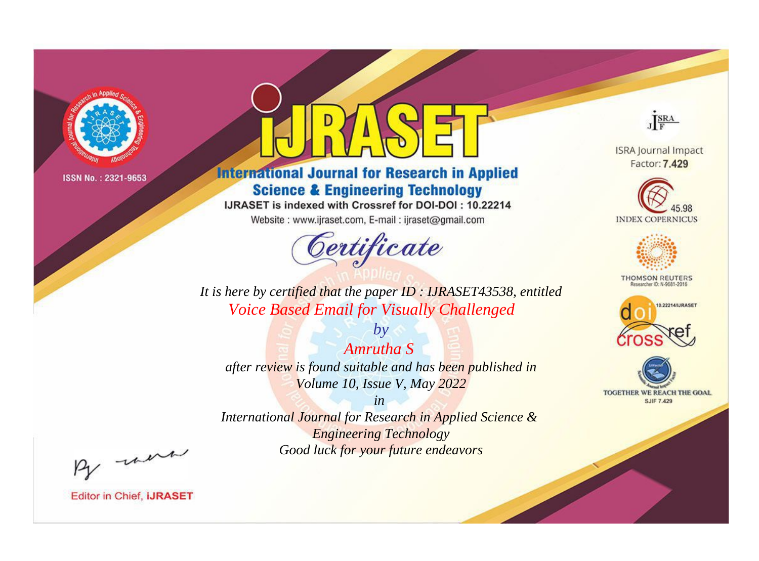ISSN No. : 2321-9653

# iJRASET

## International Journal for Research in Applied Science & Engineering Technology

IJRASET is indexed with Crossref for DOI-DOI : 10.22214

Website : www.ijraset.com, E-mail : ijraset@gmail.com

# Certificate

*It is here by certified that the paper ID : IJRASET43538, entitled*

*Voice Based Email for Visually Challenged*

*by*

*Amrutha S*

*after review is found suitable and has been published in*

*Volume 10, Issue V, May 2022*

*in*

*International Journal for Research in Applied Science & Engineering Technology*

*Good luck for your future endeavors*

Editor in Chief, **iJRASET**

ISRA Journal Impact Factor: **7.429**

45.98 INDEX COPERNICUS

THOMSON REUTERS Researcher ID: N-9681-2016

10.22214/IJRASET

TOGETHER WE REACH THE GOAL SJIF 7.429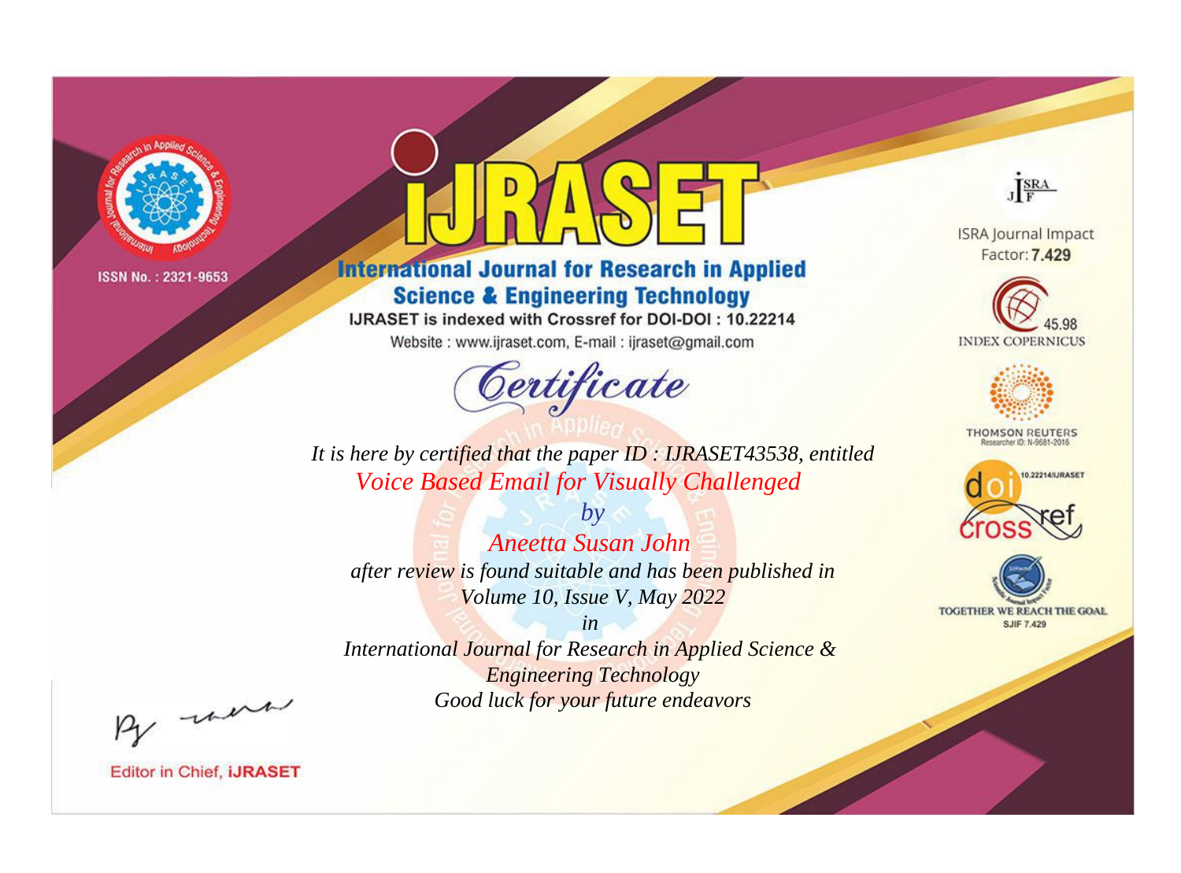ISSN No. : 2321-9653

# iJRASET

## International Journal for Research in Applied Science & Engineering Technology

IJRASET is indexed with Crossref for DOI-DOI : 10.22214

Website : www.ijraset.com, E-mail : ijraset@gmail.com

# Certificate

*It is here by certified that the paper ID : IJRASET43538, entitled*

*Voice Based Email for Visually Challenged*

*by*

*Aneetta Susan John*

*after review is found suitable and has been published in*

*Volume 10, Issue V, May 2022*

*in*

*International Journal for Research in Applied Science & Engineering Technology*

*Good luck for your future endeavors*

ISRA Journal Impact Factor: **7.429**

45.98 INDEX COPERNICUS

THOMSON REUTERS Researcher ID: N-9681-2016

10.22214/IJRASET

TOGETHER WE REACH THE GOAL SJIF 7.429

Editor in Chief, **iJRASET**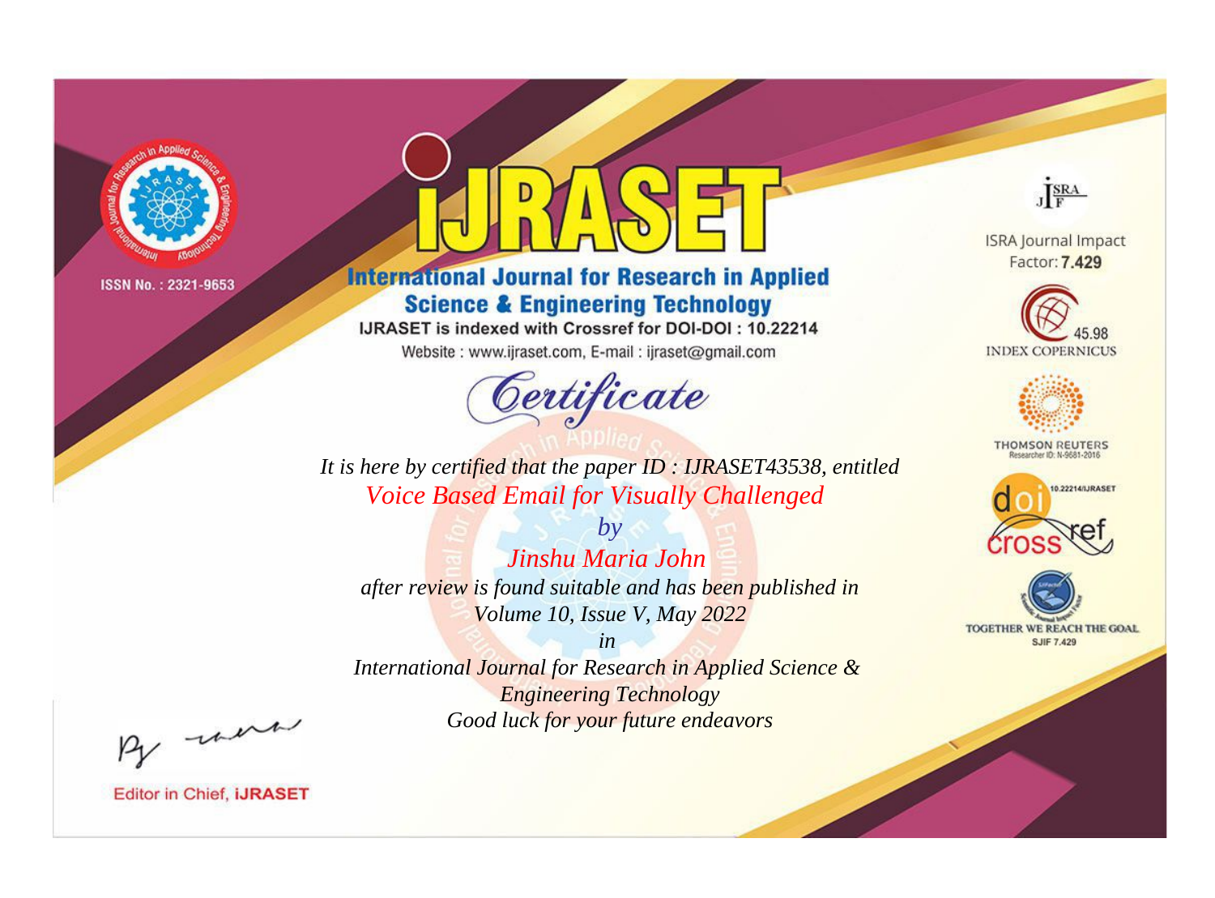ISSN No. : 2321-9653

# IJRASET

## International Journal for Research in Applied Science & Engineering Technology

IJRASET is indexed with Crossref for DOI-DOI : 10.22214

Website : www.ijraset.com, E-mail : ijraset@gmail.com

*Certificate*

*It is here by certified that the paper ID : IJRASET43538, entitled*

*Voice Based Email for Visually Challenged*

*by*

*Jinshu Maria John*

*after review is found suitable and has been published in*

*Volume 10, Issue V, May 2022*

*in*

*International Journal for Research in Applied Science & Engineering Technology*

*Good luck for your future endeavors*

ISRA Journal Impact Factor: **7.429**

45.98 INDEX COPERNICUS

THOMSON REUTERS Researcher ID: N-9681-2016

10.22214/IJRASET

TOGETHER WE REACH THE GOAL SJIF 7.429

Editor in Chief, **iJRASET**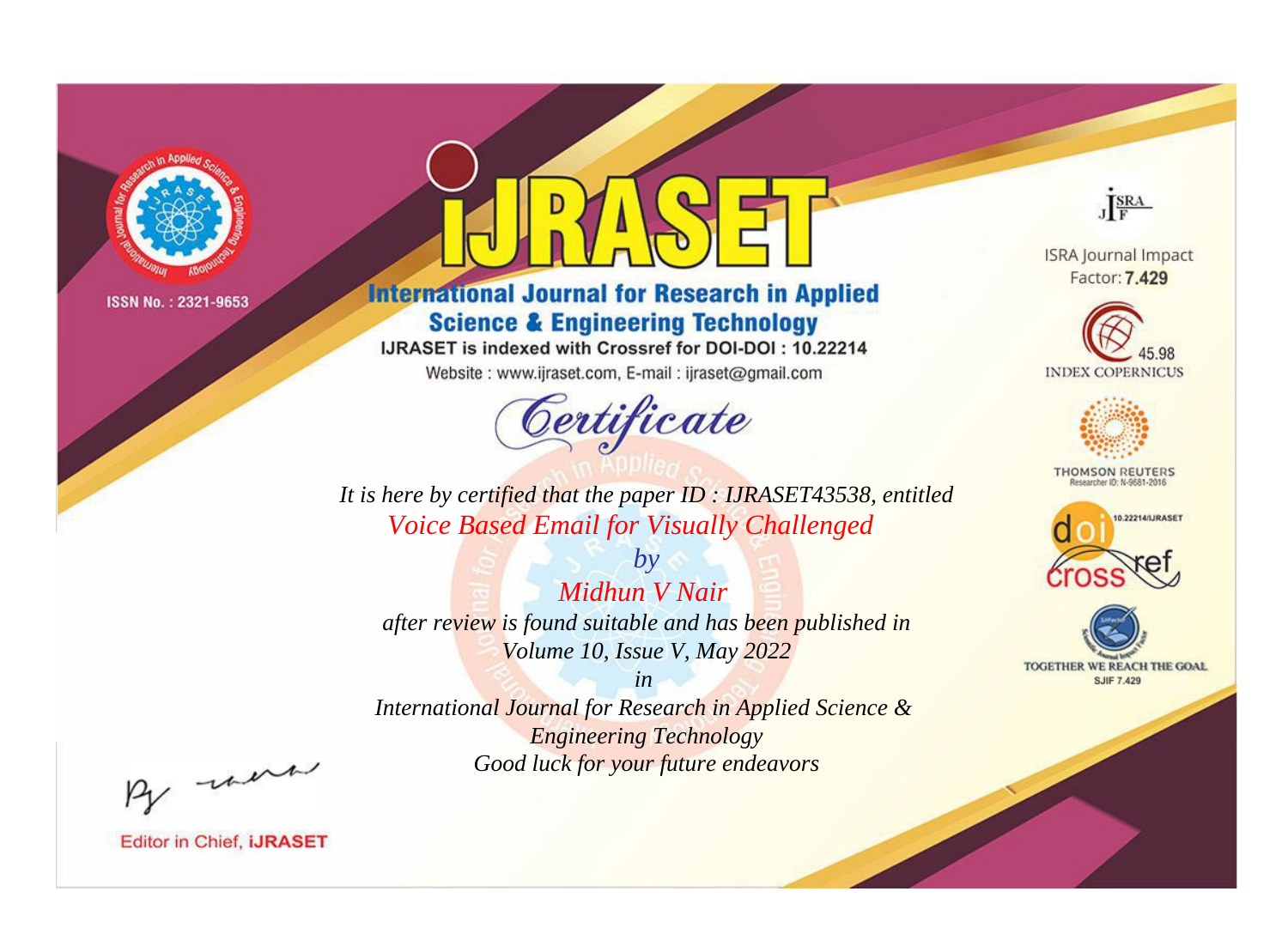ISSN No. : 2321-9653

# iJRASET

## International Journal for Research in Applied Science & Engineering Technology

IJRASET is indexed with Crossref for DOI-DOI : 10.22214

Website : www.ijraset.com, E-mail : ijraset@gmail.com

# Certificate

*It is here by certified that the paper ID : IJRASET43538, entitled*

*Voice Based Email for Visually Challenged*

*by*

*Midhun V Nair*

*after review is found suitable and has been published in*

*Volume 10, Issue V, May 2022*

*in*

*International Journal for Research in Applied Science & Engineering Technology*

*Good luck for your future endeavors*

ISRA Journal Impact Factor: **7.429**

45.98 INDEX COPERNICUS

THOMSON REUTERS Researcher ID: N-9681-2016

10.22214/IJRASET

TOGETHER WE REACH THE GOAL SJIF 7.429

Editor in Chief, **iJRASET**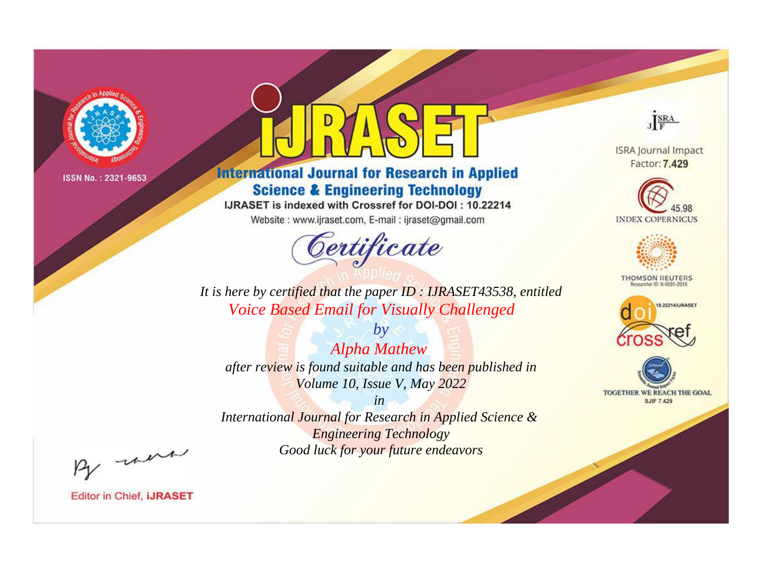ISSN No. : 2321-9653

# IJRASET

## International Journal for Research in Applied Science & Engineering Technology

IJRASET is indexed with Crossref for DOI-DOI : 10.22214

Website : www.ijraset.com, E-mail : ijraset@gmail.com

*Certificate*

*It is here by certified that the paper ID : IJRASET43538, entitled*

*Voice Based Email for Visually Challenged*

*by*

*Alpha Mathew*

*after review is found suitable and has been published in*

*Volume 10, Issue V, May 2022*

*in*

*International Journal for Research in Applied Science & Engineering Technology*

*Good luck for your future endeavors*

ISRA Journal Impact Factor: **7.429**

45.98 INDEX COPERNICUS

THOMSON REUTERS Researcher ID: N-9681-2016

10.22214/IJRASET

TOGETHER WE REACH THE GOAL SJIF 7.429

Editor in Chief, **iJRASET**